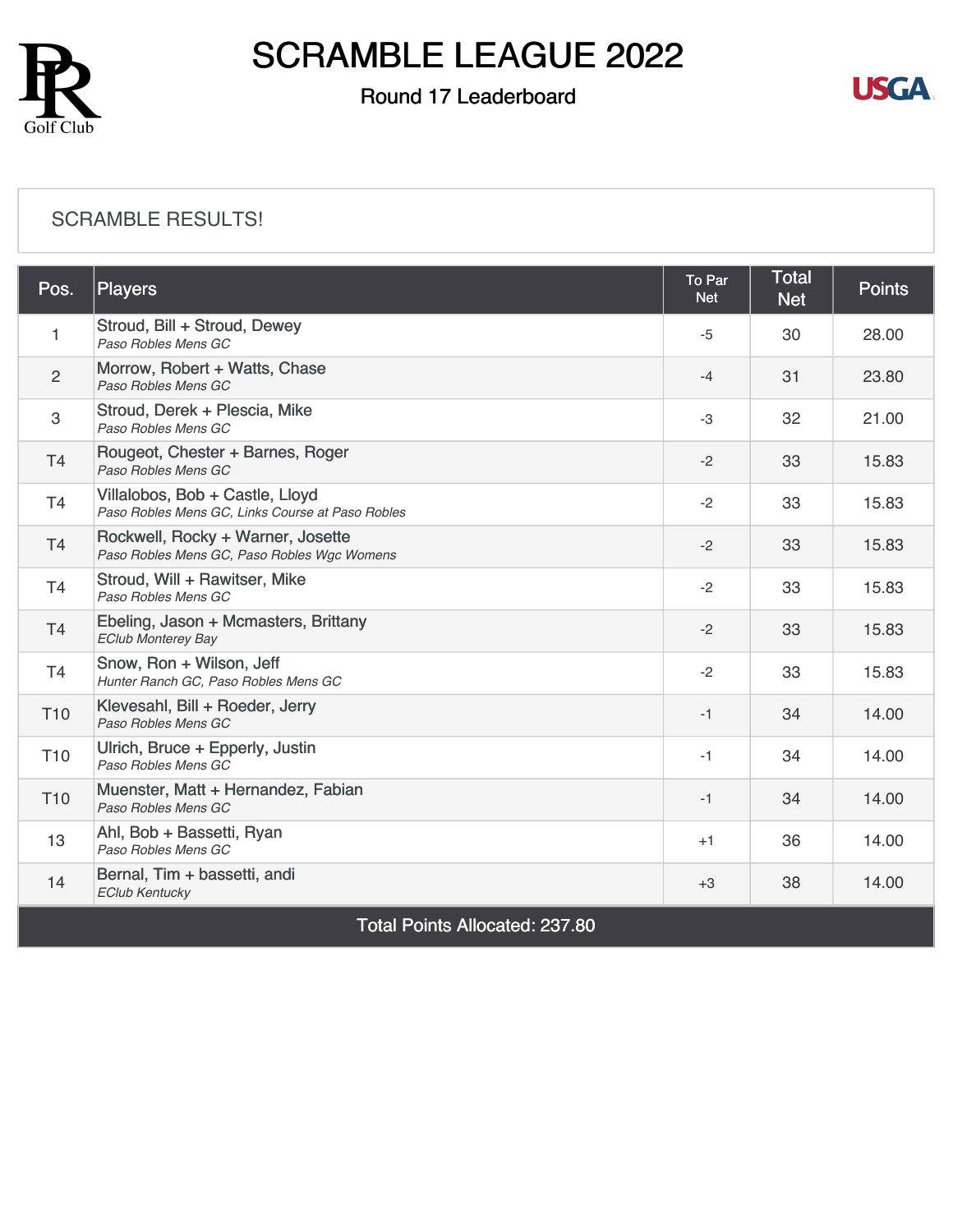# SCRAMBLE LEAGUE 2022

## Round 17 Leaderboard

SCRAMBLE RESULTS!

| Pos. | Players | To Par Net | Total Net | Points |
|---|---|---|---|---|
| 1 | Stroud, Bill + Stroud, Dewey<br>*Paso Robles Mens GC* | -5 | 30 | 28.00 |
| 2 | Morrow, Robert + Watts, Chase<br>*Paso Robles Mens GC* | -4 | 31 | 23.80 |
| 3 | Stroud, Derek + Plescia, Mike<br>*Paso Robles Mens GC* | -3 | 32 | 21.00 |
| T4 | Rougeot, Chester + Barnes, Roger<br>*Paso Robles Mens GC* | -2 | 33 | 15.83 |
| T4 | Villalobos, Bob + Castle, Lloyd<br>*Paso Robles Mens GC, Links Course at Paso Robles* | -2 | 33 | 15.83 |
| T4 | Rockwell, Rocky + Warner, Josette<br>*Paso Robles Mens GC, Paso Robles Wgc Womens* | -2 | 33 | 15.83 |
| T4 | Stroud, Will + Rawitser, Mike<br>*Paso Robles Mens GC* | -2 | 33 | 15.83 |
| T4 | Ebeling, Jason + Mcmasters, Brittany<br>*EClub Monterey Bay* | -2 | 33 | 15.83 |
| T4 | Snow, Ron + Wilson, Jeff<br>*Hunter Ranch GC, Paso Robles Mens GC* | -2 | 33 | 15.83 |
| T10 | Klevesahl, Bill + Roeder, Jerry<br>*Paso Robles Mens GC* | -1 | 34 | 14.00 |
| T10 | Ulrich, Bruce + Epperly, Justin<br>*Paso Robles Mens GC* | -1 | 34 | 14.00 |
| T10 | Muenster, Matt + Hernandez, Fabian<br>*Paso Robles Mens GC* | -1 | 34 | 14.00 |
| 13 | Ahl, Bob + Bassetti, Ryan<br>*Paso Robles Mens GC* | +1 | 36 | 14.00 |
| 14 | Bernal, Tim + bassetti, andi<br>*EClub Kentucky* | +3 | 38 | 14.00 |
| Total Points Allocated: 237.80 | | | | |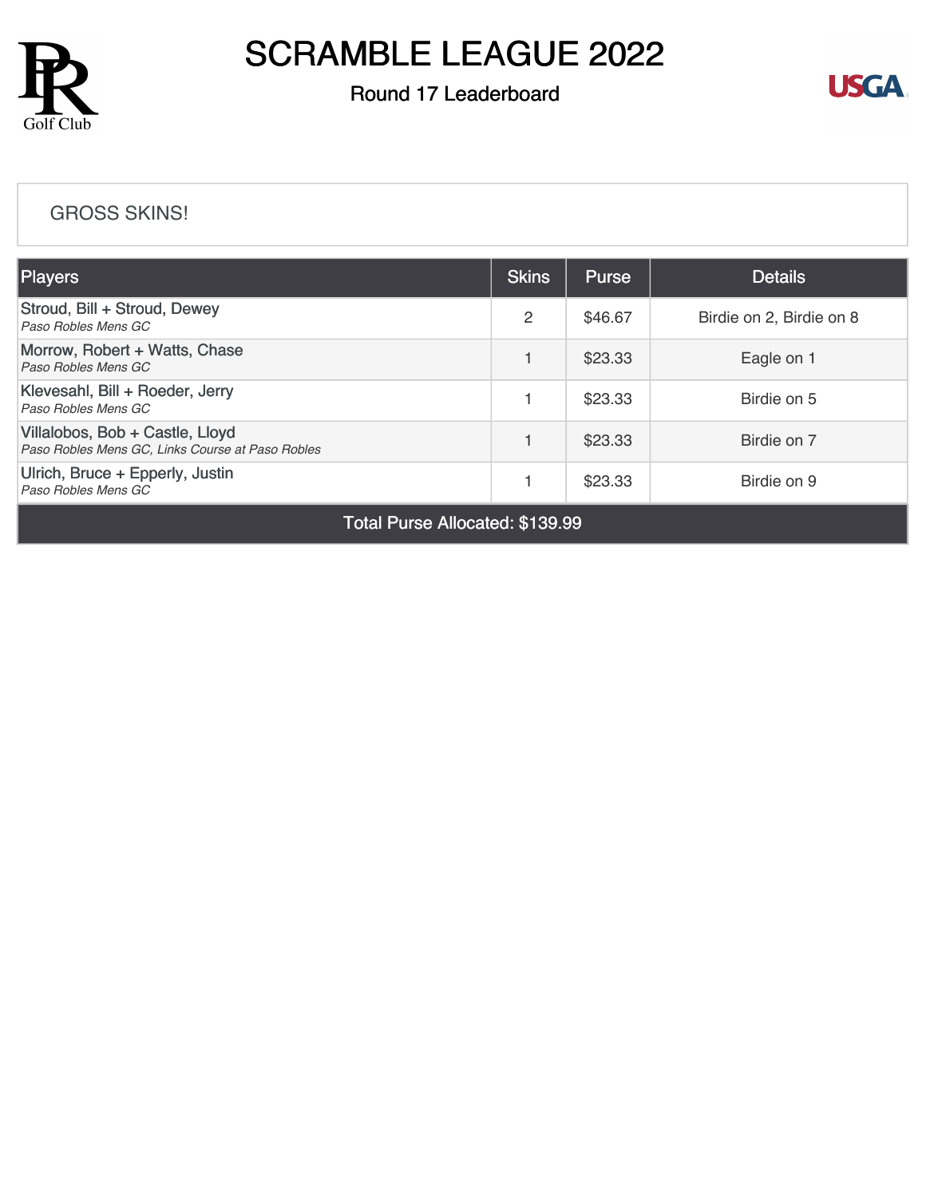# SCRAMBLE LEAGUE 2022

## Round 17 Leaderboard

### GROSS SKINS!

| Players | Skins | Purse | Details |
|---|---|---|---|
| Stroud, Bill + Stroud, Dewey<br>*Paso Robles Mens GC* | 2 | $46.67 | Birdie on 2, Birdie on 8 |
| Morrow, Robert + Watts, Chase<br>*Paso Robles Mens GC* | 1 | $23.33 | Eagle on 1 |
| Klevesahl, Bill + Roeder, Jerry<br>*Paso Robles Mens GC* | 1 | $23.33 | Birdie on 5 |
| Villalobos, Bob + Castle, Lloyd<br>*Paso Robles Mens GC, Links Course at Paso Robles* | 1 | $23.33 | Birdie on 7 |
| Ulrich, Bruce + Epperly, Justin<br>*Paso Robles Mens GC* | 1 | $23.33 | Birdie on 9 |
| Total Purse Allocated: $139.99 | | | |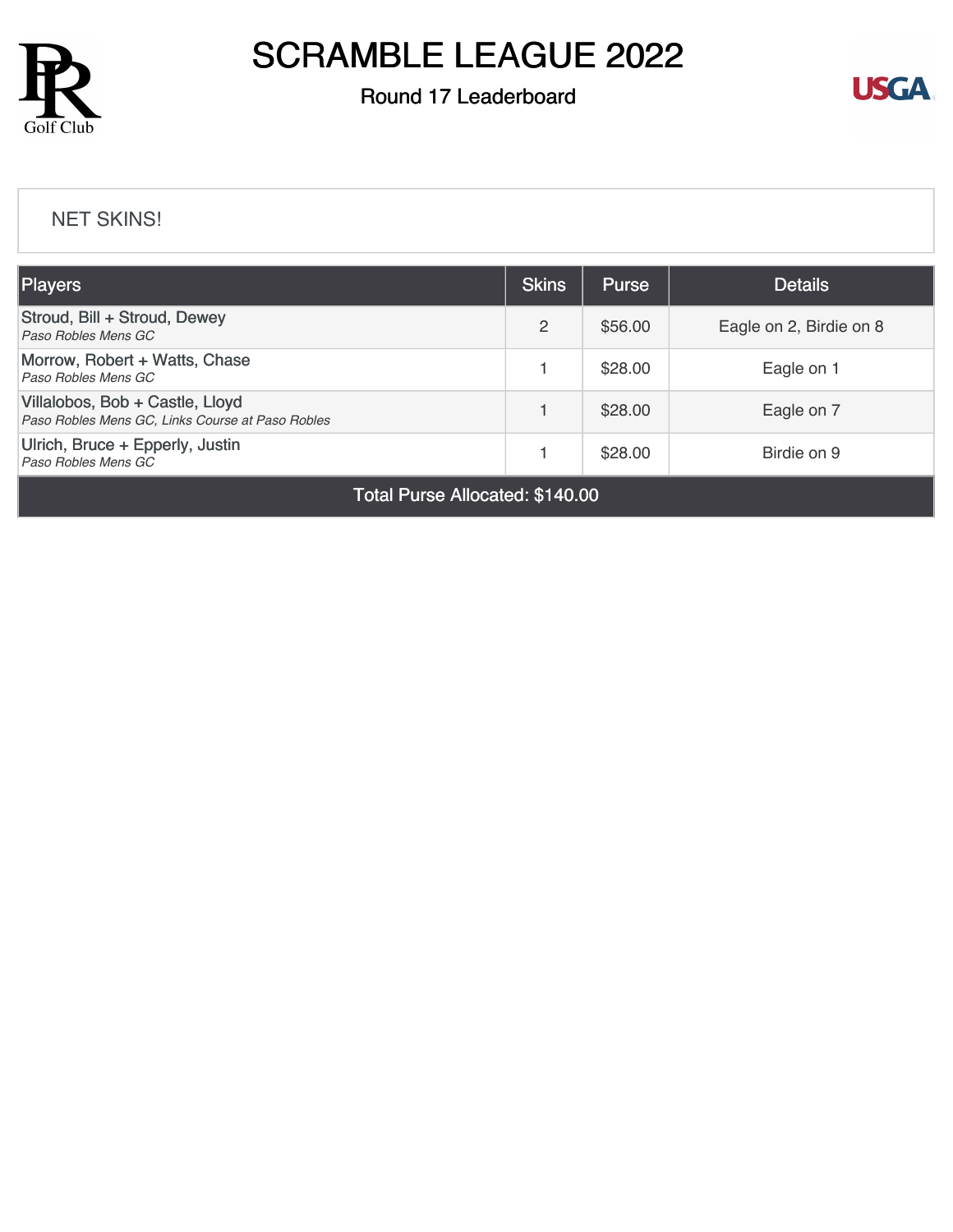# SCRAMBLE LEAGUE 2022

## Round 17 Leaderboard

NET SKINS!

| Players | Skins | Purse | Details |
|---|---|---|---|
| Stroud, Bill + Stroud, Dewey<br>*Paso Robles Mens GC* | 2 | $56.00 | Eagle on 2, Birdie on 8 |
| Morrow, Robert + Watts, Chase<br>*Paso Robles Mens GC* | 1 | $28.00 | Eagle on 1 |
| Villalobos, Bob + Castle, Lloyd<br>*Paso Robles Mens GC, Links Course at Paso Robles* | 1 | $28.00 | Eagle on 7 |
| Ulrich, Bruce + Epperly, Justin<br>*Paso Robles Mens GC* | 1 | $28.00 | Birdie on 9 |
| Total Purse Allocated: $140.00 | | | |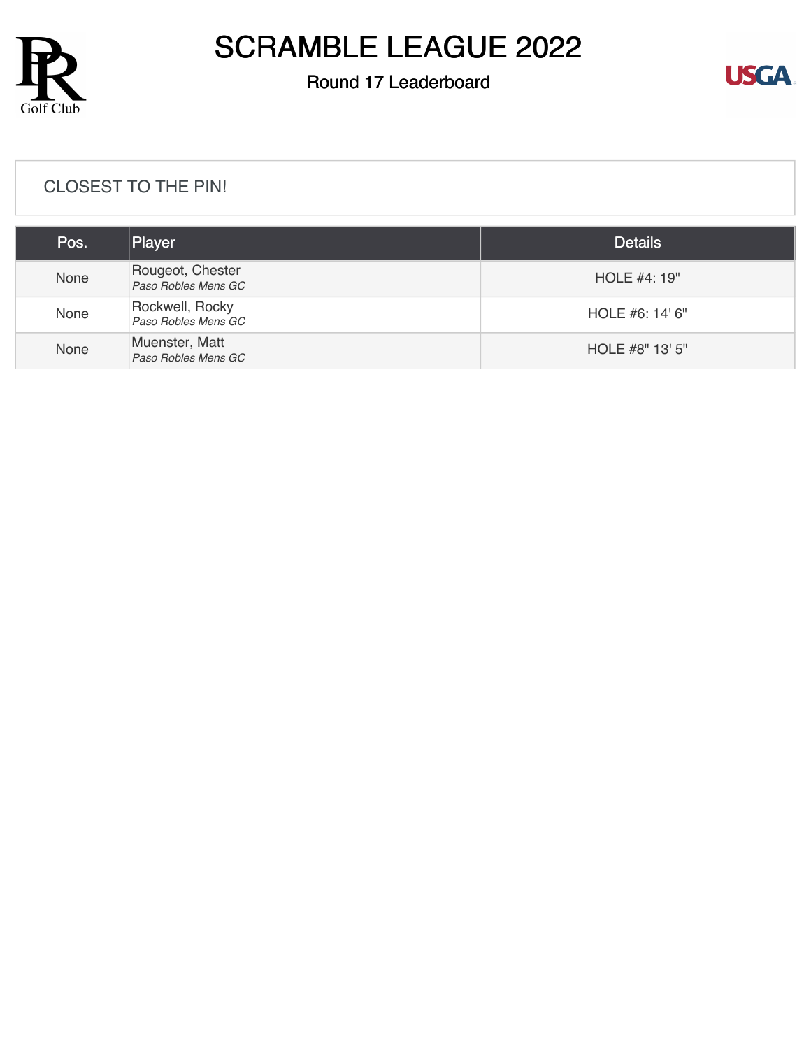# SCRAMBLE LEAGUE 2022

Round 17 Leaderboard

CLOSEST TO THE PIN!

| Pos. | Player | Details |
|---|---|---|
| None | Rougeot, Chester *Paso Robles Mens GC* | HOLE #4: 19" |
| None | Rockwell, Rocky *Paso Robles Mens GC* | HOLE #6: 14' 6" |
| None | Muenster, Matt *Paso Robles Mens GC* | HOLE #8" 13' 5" |